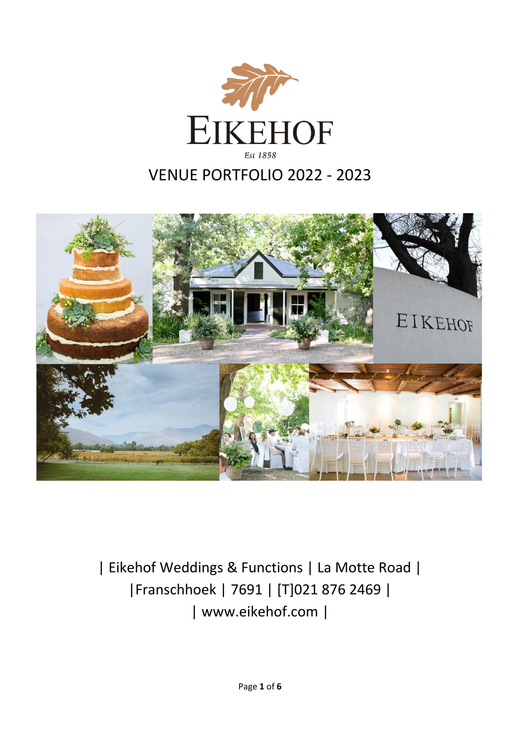# EIKEHOF

*Est 1858*

## VENUE PORTFOLIO 2022 - 2023

| Eikehof Weddings & Functions | La Motte Road |
|Franschhoek | 7691 | [T]021 876 2469 |
| www.eikehof.com |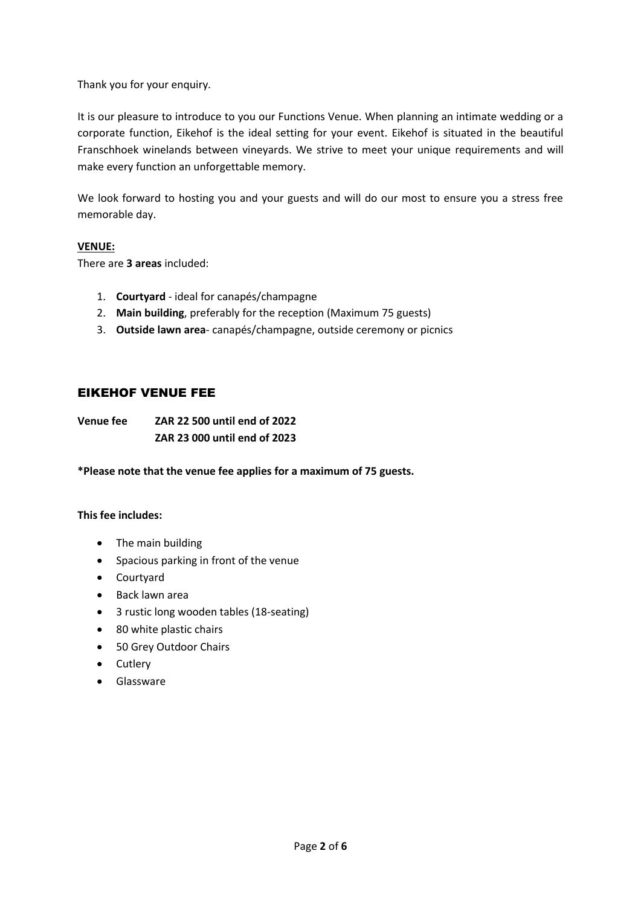Thank you for your enquiry.

It is our pleasure to introduce to you our Functions Venue. When planning an intimate wedding or a corporate function, Eikehof is the ideal setting for your event. Eikehof is situated in the beautiful Franschhoek winelands between vineyards. We strive to meet your unique requirements and will make every function an unforgettable memory.

We look forward to hosting you and your guests and will do our most to ensure you a stress free memorable day.

**VENUE:**

There are **3 areas** included:

1. **Courtyard** - ideal for canapés/champagne
2. **Main building**, preferably for the reception (Maximum 75 guests)
3. **Outside lawn area**- canapés/champagne, outside ceremony or picnics

## EIKEHOF VENUE FEE

**Venue fee ZAR 22 500 until end of 2022**
**ZAR 23 000 until end of 2023**

**\*Please note that the venue fee applies for a maximum of 75 guests.**

**This fee includes:**

- The main building
- Spacious parking in front of the venue
- Courtyard
- Back lawn area
- 3 rustic long wooden tables (18-seating)
- 80 white plastic chairs
- 50 Grey Outdoor Chairs
- Cutlery
- Glassware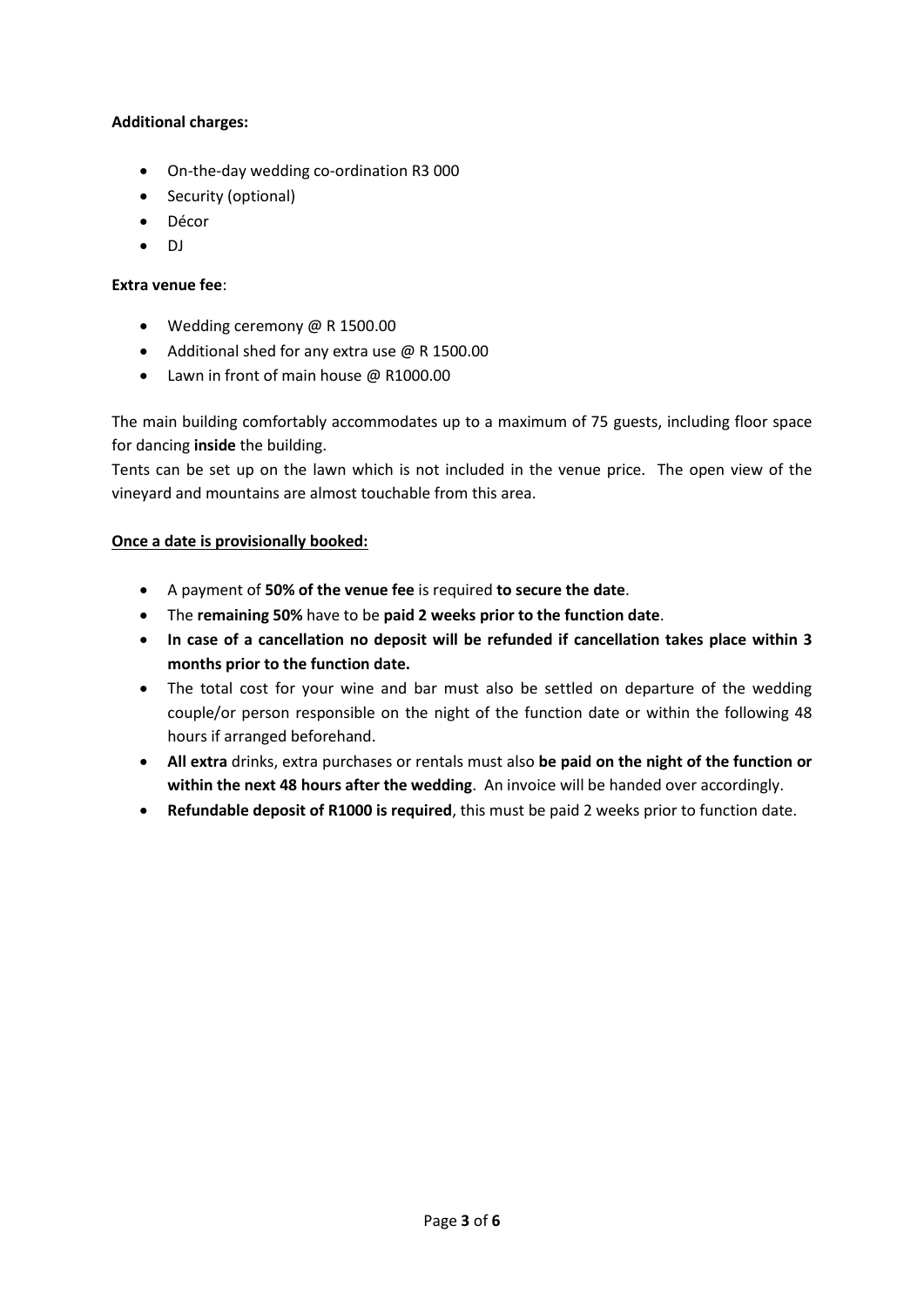**Additional charges:**

- On-the-day wedding co-ordination R3 000
- Security (optional)
- Décor
- DJ

**Extra venue fee**:

- Wedding ceremony @ R 1500.00
- Additional shed for any extra use @ R 1500.00
- Lawn in front of main house @ R1000.00

The main building comfortably accommodates up to a maximum of 75 guests, including floor space for dancing **inside** the building.
Tents can be set up on the lawn which is not included in the venue price. The open view of the vineyard and mountains are almost touchable from this area.

**Once a date is provisionally booked:**

- A payment of **50% of the venue fee** is required **to secure the date**.
- The **remaining 50%** have to be **paid 2 weeks prior to the function date**.
- **In case of a cancellation no deposit will be refunded if cancellation takes place within 3 months prior to the function date.**
- The total cost for your wine and bar must also be settled on departure of the wedding couple/or person responsible on the night of the function date or within the following 48 hours if arranged beforehand.
- **All extra** drinks, extra purchases or rentals must also **be paid on the night of the function or within the next 48 hours after the wedding**. An invoice will be handed over accordingly.
- **Refundable deposit of R1000 is required**, this must be paid 2 weeks prior to function date.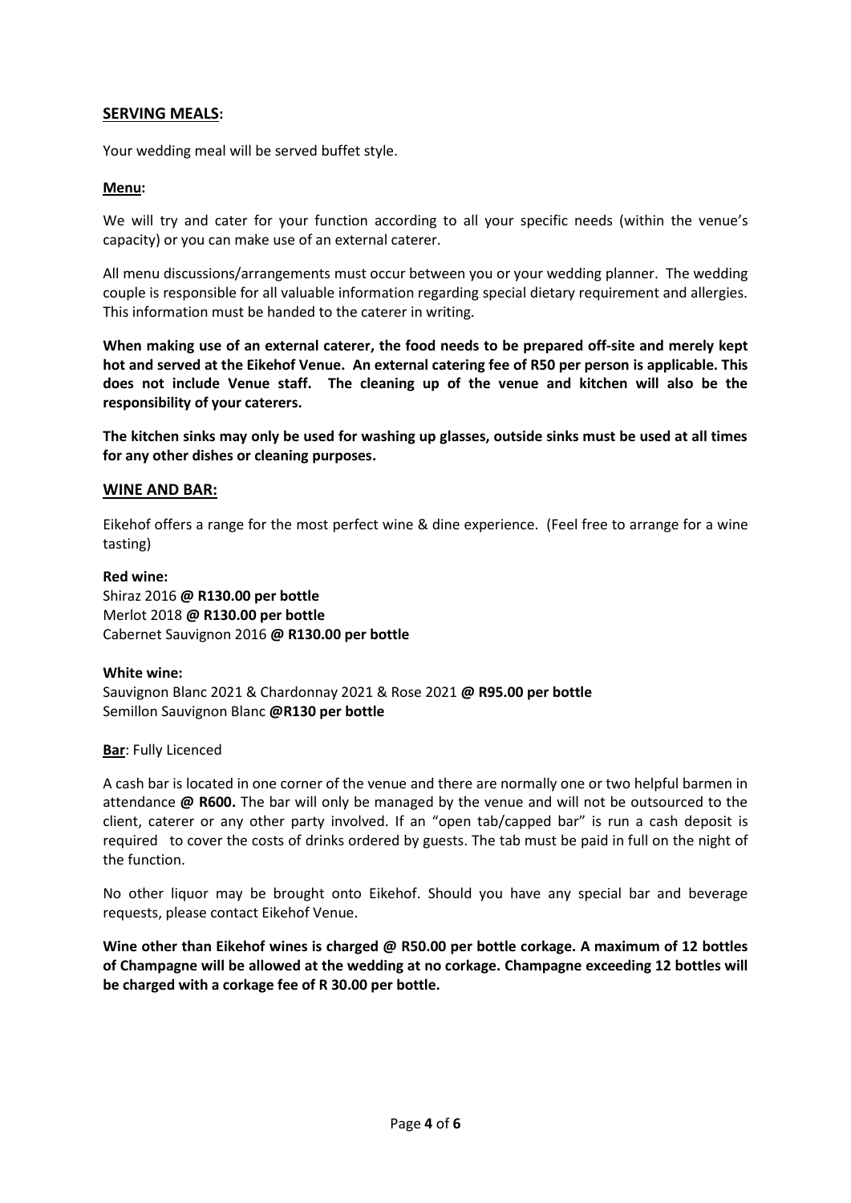## <u>SERVING MEALS</u>:

Your wedding meal will be served buffet style.

**<u>Menu</u>:**

We will try and cater for your function according to all your specific needs (within the venue's capacity) or you can make use of an external caterer.

All menu discussions/arrangements must occur between you or your wedding planner. The wedding couple is responsible for all valuable information regarding special dietary requirement and allergies. This information must be handed to the caterer in writing.

**When making use of an external caterer, the food needs to be prepared off-site and merely kept hot and served at the Eikehof Venue. An external catering fee of R50 per person is applicable. This does not include Venue staff. The cleaning up of the venue and kitchen will also be the responsibility of your caterers.**

**The kitchen sinks may only be used for washing up glasses, outside sinks must be used at all times for any other dishes or cleaning purposes.**

## <u>WINE AND BAR:</u>

Eikehof offers a range for the most perfect wine & dine experience. (Feel free to arrange for a wine tasting)

**Red wine:**
Shiraz 2016 **@ R130.00 per bottle**
Merlot 2018 **@ R130.00 per bottle**
Cabernet Sauvignon 2016 **@ R130.00 per bottle**

**White wine:**
Sauvignon Blanc 2021 & Chardonnay 2021 & Rose 2021 **@ R95.00 per bottle**
Semillon Sauvignon Blanc **@R130 per bottle**

**<u>Bar</u>**: Fully Licenced

A cash bar is located in one corner of the venue and there are normally one or two helpful barmen in attendance **@ R600.** The bar will only be managed by the venue and will not be outsourced to the client, caterer or any other party involved. If an "open tab/capped bar" is run a cash deposit is required to cover the costs of drinks ordered by guests. The tab must be paid in full on the night of the function.

No other liquor may be brought onto Eikehof. Should you have any special bar and beverage requests, please contact Eikehof Venue.

**Wine other than Eikehof wines is charged @ R50.00 per bottle corkage. A maximum of 12 bottles of Champagne will be allowed at the wedding at no corkage. Champagne exceeding 12 bottles will be charged with a corkage fee of R 30.00 per bottle.**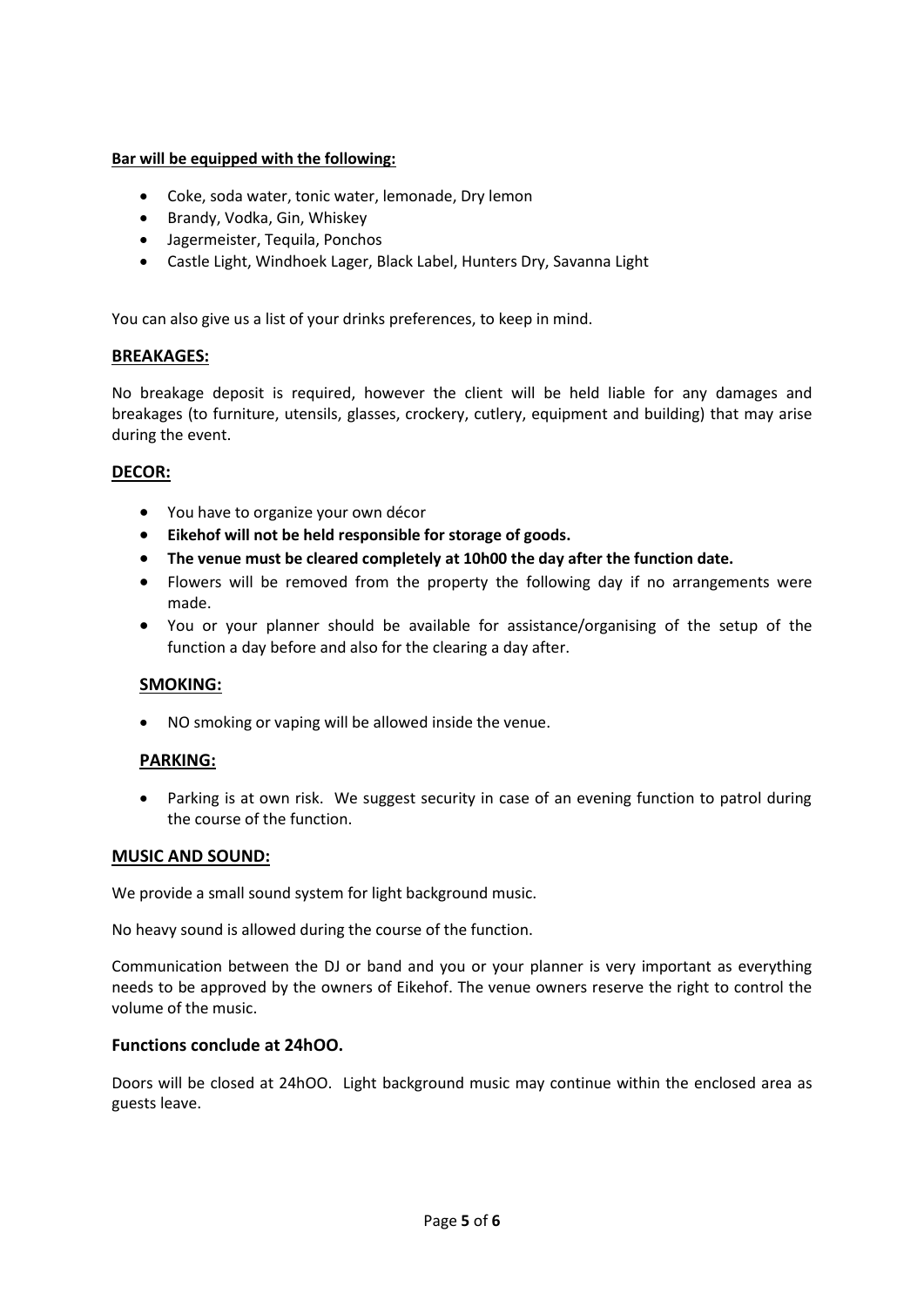**Bar will be equipped with the following:**

- Coke, soda water, tonic water, lemonade, Dry lemon
- Brandy, Vodka, Gin, Whiskey
- Jagermeister, Tequila, Ponchos
- Castle Light, Windhoek Lager, Black Label, Hunters Dry, Savanna Light

You can also give us a list of your drinks preferences, to keep in mind.

## BREAKAGES:

No breakage deposit is required, however the client will be held liable for any damages and breakages (to furniture, utensils, glasses, crockery, cutlery, equipment and building) that may arise during the event.

## DECOR:

- You have to organize your own décor
- **Eikehof will not be held responsible for storage of goods.**
- **The venue must be cleared completely at 10h00 the day after the function date.**
- Flowers will be removed from the property the following day if no arrangements were made.
- You or your planner should be available for assistance/organising of the setup of the function a day before and also for the clearing a day after.

## SMOKING:

- NO smoking or vaping will be allowed inside the venue.

## PARKING:

- Parking is at own risk. We suggest security in case of an evening function to patrol during the course of the function.

## MUSIC AND SOUND:

We provide a small sound system for light background music.

No heavy sound is allowed during the course of the function.

Communication between the DJ or band and you or your planner is very important as everything needs to be approved by the owners of Eikehof. The venue owners reserve the right to control the volume of the music.

## Functions conclude at 24hOO.

Doors will be closed at 24hOO. Light background music may continue within the enclosed area as guests leave.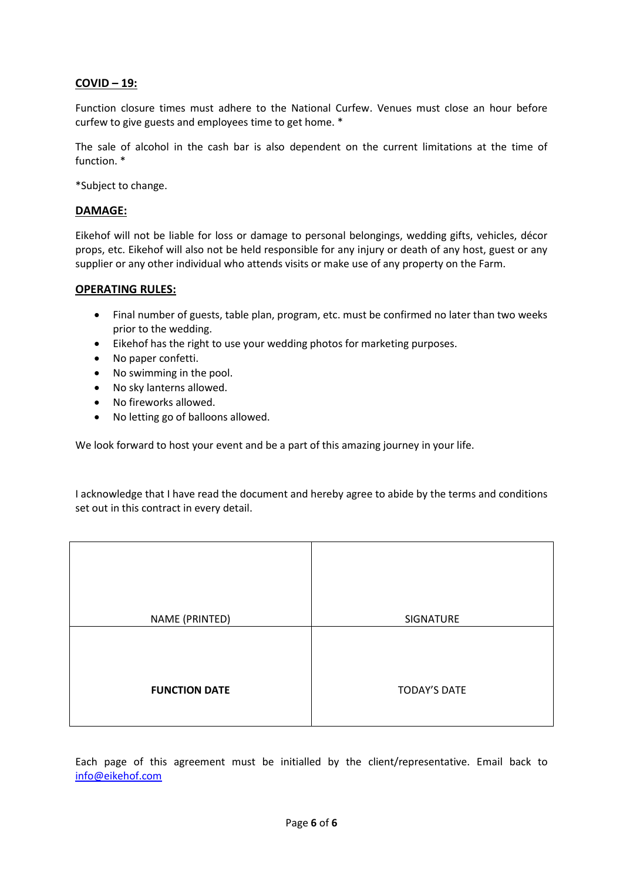**<u>COVID – 19:</u>**

Function closure times must adhere to the National Curfew. Venues must close an hour before curfew to give guests and employees time to get home. *

The sale of alcohol in the cash bar is also dependent on the current limitations at the time of function. *

*Subject to change.

**<u>DAMAGE:</u>**

Eikehof will not be liable for loss or damage to personal belongings, wedding gifts, vehicles, décor props, etc. Eikehof will also not be held responsible for any injury or death of any host, guest or any supplier or any other individual who attends visits or make use of any property on the Farm.

**<u>OPERATING RULES:</u>**

- Final number of guests, table plan, program, etc. must be confirmed no later than two weeks prior to the wedding.
- Eikehof has the right to use your wedding photos for marketing purposes.
- No paper confetti.
- No swimming in the pool.
- No sky lanterns allowed.
- No fireworks allowed.
- No letting go of balloons allowed.

We look forward to host your event and be a part of this amazing journey in your life.

I acknowledge that I have read the document and hereby agree to abide by the terms and conditions set out in this contract in every detail.

| | |
|---|---|
| NAME (PRINTED) | SIGNATURE |
| **FUNCTION DATE** | TODAY'S DATE |

Each page of this agreement must be initialled by the client/representative. Email back to [info@eikehof.com](mailto:info@eikehof.com)